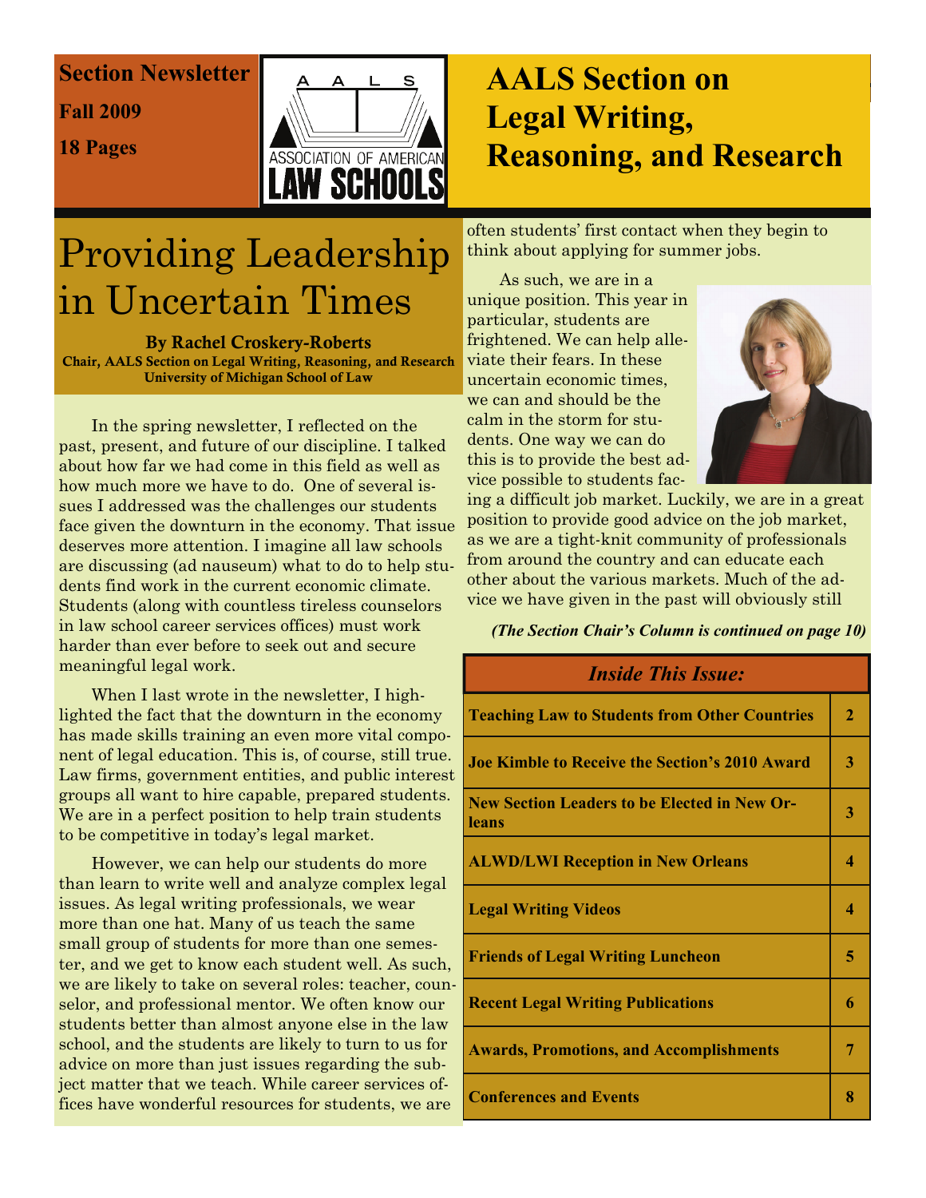Section Newsletter

Fall 2009

18 Pages

# AALS Section on Legal Writing, Reasoning, and Research

# Providing Leadership in Uncertain Times

**By Rachel Croskery-Roberts**
**Chair, AALS Section on Legal Writing, Reasoning, and Research**
**University of Michigan School of Law**

In the spring newsletter, I reflected on the past, present, and future of our discipline. I talked about how far we had come in this field as well as how much more we have to do. One of several issues I addressed was the challenges our students face given the downturn in the economy. That issue deserves more attention. I imagine all law schools are discussing (ad nauseum) what to do to help students find work in the current economic climate. Students (along with countless tireless counselors in law school career services offices) must work harder than ever before to seek out and secure meaningful legal work.

When I last wrote in the newsletter, I highlighted the fact that the downturn in the economy has made skills training an even more vital component of legal education. This is, of course, still true. Law firms, government entities, and public interest groups all want to hire capable, prepared students. We are in a perfect position to help train students to be competitive in today's legal market.

However, we can help our students do more than learn to write well and analyze complex legal issues. As legal writing professionals, we wear more than one hat. Many of us teach the same small group of students for more than one semester, and we get to know each student well. As such, we are likely to take on several roles: teacher, counselor, and professional mentor. We often know our students better than almost anyone else in the law school, and the students are likely to turn to us for advice on more than just issues regarding the subject matter that we teach. While career services offices have wonderful resources for students, we are often students' first contact when they begin to think about applying for summer jobs.

As such, we are in a unique position. This year in particular, students are frightened. We can help alleviate their fears. In these uncertain economic times, we can and should be the calm in the storm for students. One way we can do this is to provide the best advice possible to students facing a difficult job market. Luckily, we are in a great position to provide good advice on the job market, as we are a tight-knit community of professionals from around the country and can educate each other about the various markets. Much of the advice we have given in the past will obviously still

***(The Section Chair's Column is continued on page 10)***

| *Inside This Issue:* | |
|---|---|
| **Teaching Law to Students from Other Countries** | **2** |
| **Joe Kimble to Receive the Section's 2010 Award** | **3** |
| **New Section Leaders to be Elected in New Orleans** | **3** |
| **ALWD/LWI Reception in New Orleans** | **4** |
| **Legal Writing Videos** | **4** |
| **Friends of Legal Writing Luncheon** | **5** |
| **Recent Legal Writing Publications** | **6** |
| **Awards, Promotions, and Accomplishments** | **7** |
| **Conferences and Events** | **8** |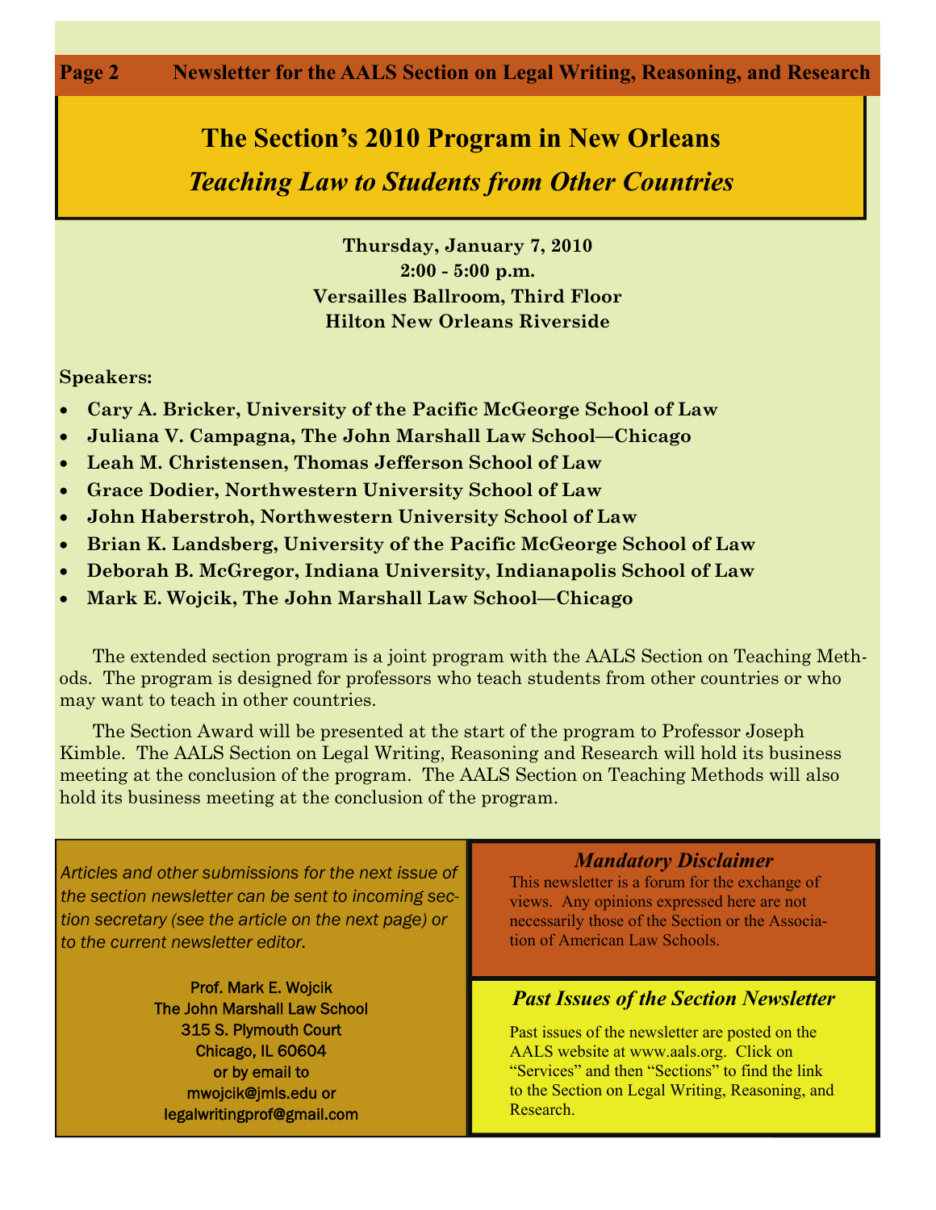# The Section's 2010 Program in New Orleans

## *Teaching Law to Students from Other Countries*

**Thursday, January 7, 2010**
**2:00 - 5:00 p.m.**
**Versailles Ballroom, Third Floor**
**Hilton New Orleans Riverside**

**Speakers:**

- **Cary A. Bricker, University of the Pacific McGeorge School of Law**
- **Juliana V. Campagna, The John Marshall Law School—Chicago**
- **Leah M. Christensen, Thomas Jefferson School of Law**
- **Grace Dodier, Northwestern University School of Law**
- **John Haberstroh, Northwestern University School of Law**
- **Brian K. Landsberg, University of the Pacific McGeorge School of Law**
- **Deborah B. McGregor, Indiana University, Indianapolis School of Law**
- **Mark E. Wojcik, The John Marshall Law School—Chicago**

The extended section program is a joint program with the AALS Section on Teaching Methods. The program is designed for professors who teach students from other countries or who may want to teach in other countries.

The Section Award will be presented at the start of the program to Professor Joseph Kimble. The AALS Section on Legal Writing, Reasoning and Research will hold its business meeting at the conclusion of the program. The AALS Section on Teaching Methods will also hold its business meeting at the conclusion of the program.

*Articles and other submissions for the next issue of the section newsletter can be sent to incoming section secretary (see the article on the next page) or to the current newsletter editor.*

Prof. Mark E. Wojcik
The John Marshall Law School
315 S. Plymouth Court
Chicago, IL 60604
or by email to
mwojcik@jmls.edu or
legalwritingprof@gmail.com

### *Mandatory Disclaimer*

This newsletter is a forum for the exchange of views. Any opinions expressed here are not necessarily those of the Section or the Association of American Law Schools.

### *Past Issues of the Section Newsletter*

Past issues of the newsletter are posted on the AALS website at www.aals.org. Click on "Services" and then "Sections" to find the link to the Section on Legal Writing, Reasoning, and Research.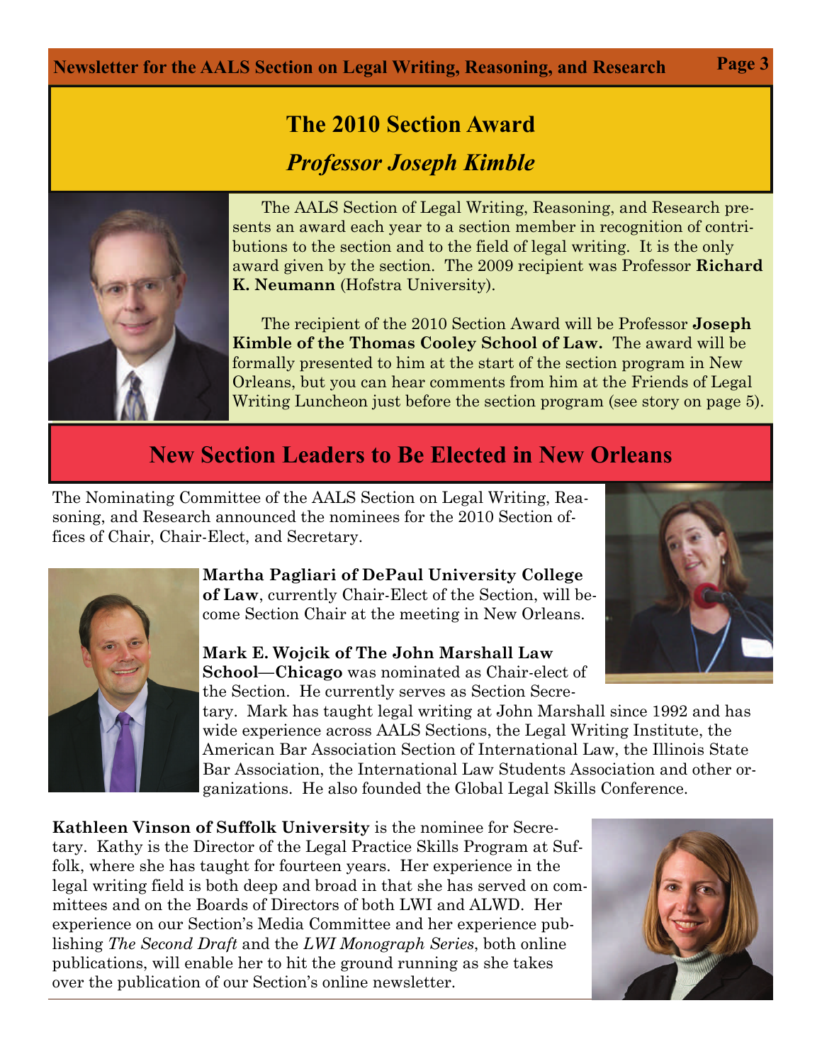## The 2010 Section Award

### *Professor Joseph Kimble*

The AALS Section of Legal Writing, Reasoning, and Research presents an award each year to a section member in recognition of contributions to the section and to the field of legal writing. It is the only award given by the section. The 2009 recipient was Professor **Richard K. Neumann** (Hofstra University).

The recipient of the 2010 Section Award will be Professor **Joseph Kimble of the Thomas Cooley School of Law.** The award will be formally presented to him at the start of the section program in New Orleans, but you can hear comments from him at the Friends of Legal Writing Luncheon just before the section program (see story on page 5).

## New Section Leaders to Be Elected in New Orleans

The Nominating Committee of the AALS Section on Legal Writing, Reasoning, and Research announced the nominees for the 2010 Section offices of Chair, Chair-Elect, and Secretary.

**Martha Pagliari of DePaul University College of Law**, currently Chair-Elect of the Section, will become Section Chair at the meeting in New Orleans.

**Mark E. Wojcik of The John Marshall Law School—Chicago** was nominated as Chair-elect of the Section. He currently serves as Section Secretary. Mark has taught legal writing at John Marshall since 1992 and has wide experience across AALS Sections, the Legal Writing Institute, the American Bar Association Section of International Law, the Illinois State Bar Association, the International Law Students Association and other organizations. He also founded the Global Legal Skills Conference.

**Kathleen Vinson of Suffolk University** is the nominee for Secretary. Kathy is the Director of the Legal Practice Skills Program at Suffolk, where she has taught for fourteen years. Her experience in the legal writing field is both deep and broad in that she has served on committees and on the Boards of Directors of both LWI and ALWD. Her experience on our Section's Media Committee and her experience publishing *The Second Draft* and the *LWI Monograph Series*, both online publications, will enable her to hit the ground running as she takes over the publication of our Section's online newsletter.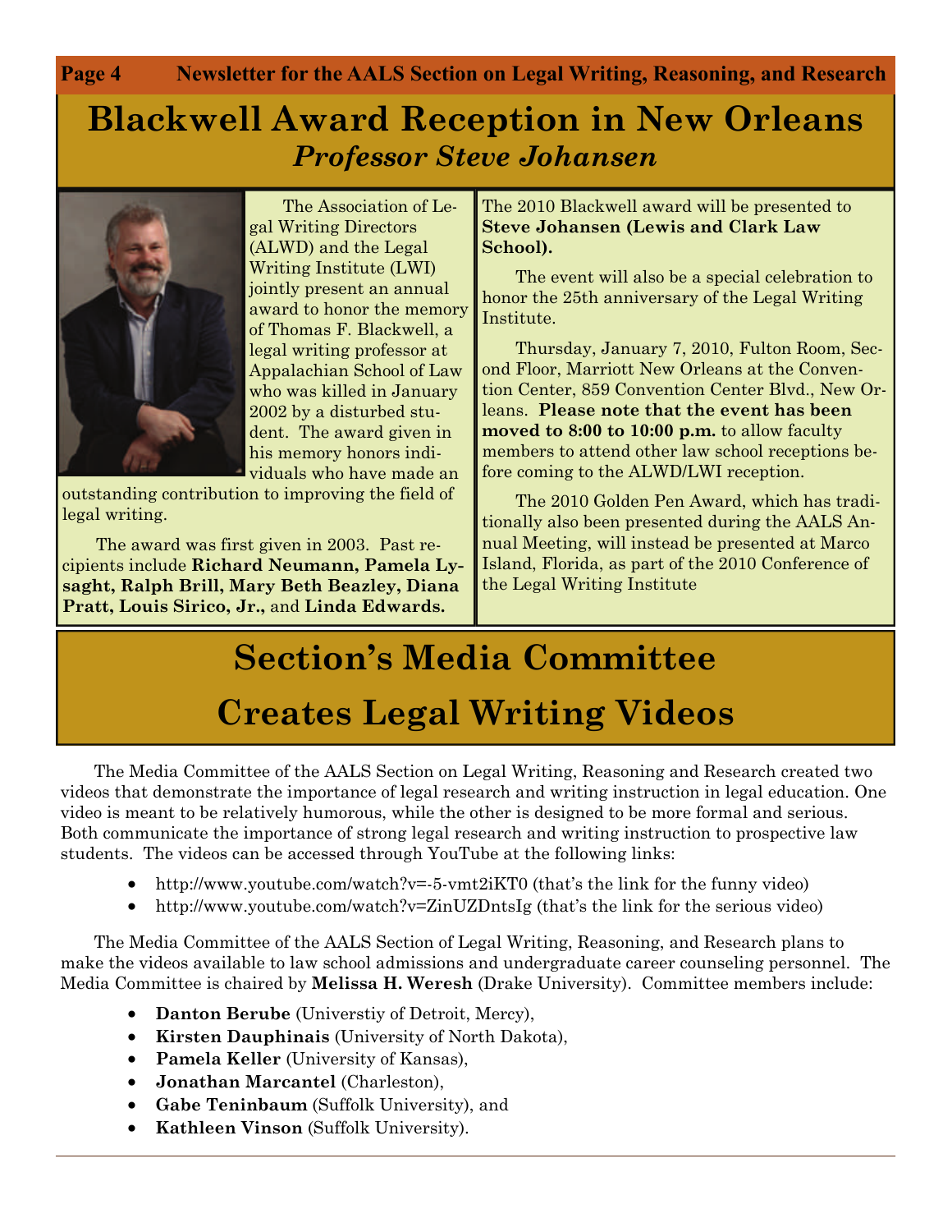# Blackwell Award Reception in New Orleans

## *Professor Steve Johansen*

The Association of Legal Writing Directors (ALWD) and the Legal Writing Institute (LWI) jointly present an annual award to honor the memory of Thomas F. Blackwell, a legal writing professor at Appalachian School of Law who was killed in January 2002 by a disturbed student. The award given in his memory honors individuals who have made an outstanding contribution to improving the field of legal writing.

The award was first given in 2003. Past recipients include **Richard Neumann, Pamela Lysaght, Ralph Brill, Mary Beth Beazley, Diana Pratt, Louis Sirico, Jr.,** and **Linda Edwards.**

The 2010 Blackwell award will be presented to **Steve Johansen (Lewis and Clark Law School).**

The event will also be a special celebration to honor the 25th anniversary of the Legal Writing Institute.

Thursday, January 7, 2010, Fulton Room, Second Floor, Marriott New Orleans at the Convention Center, 859 Convention Center Blvd., New Orleans. **Please note that the event has been moved to 8:00 to 10:00 p.m.** to allow faculty members to attend other law school receptions before coming to the ALWD/LWI reception.

The 2010 Golden Pen Award, which has traditionally also been presented during the AALS Annual Meeting, will instead be presented at Marco Island, Florida, as part of the 2010 Conference of the Legal Writing Institute

# Section's Media Committee Creates Legal Writing Videos

The Media Committee of the AALS Section on Legal Writing, Reasoning and Research created two videos that demonstrate the importance of legal research and writing instruction in legal education. One video is meant to be relatively humorous, while the other is designed to be more formal and serious. Both communicate the importance of strong legal research and writing instruction to prospective law students. The videos can be accessed through YouTube at the following links:

- http://www.youtube.com/watch?v=-5-vmt2iKT0 (that's the link for the funny video)
- http://www.youtube.com/watch?v=ZinUZDntsIg (that's the link for the serious video)

The Media Committee of the AALS Section of Legal Writing, Reasoning, and Research plans to make the videos available to law school admissions and undergraduate career counseling personnel. The Media Committee is chaired by **Melissa H. Weresh** (Drake University). Committee members include:

- **Danton Berube** (Universtiy of Detroit, Mercy),
- **Kirsten Dauphinais** (University of North Dakota),
- **Pamela Keller** (University of Kansas),
- **Jonathan Marcantel** (Charleston),
- **Gabe Teninbaum** (Suffolk University), and
- **Kathleen Vinson** (Suffolk University).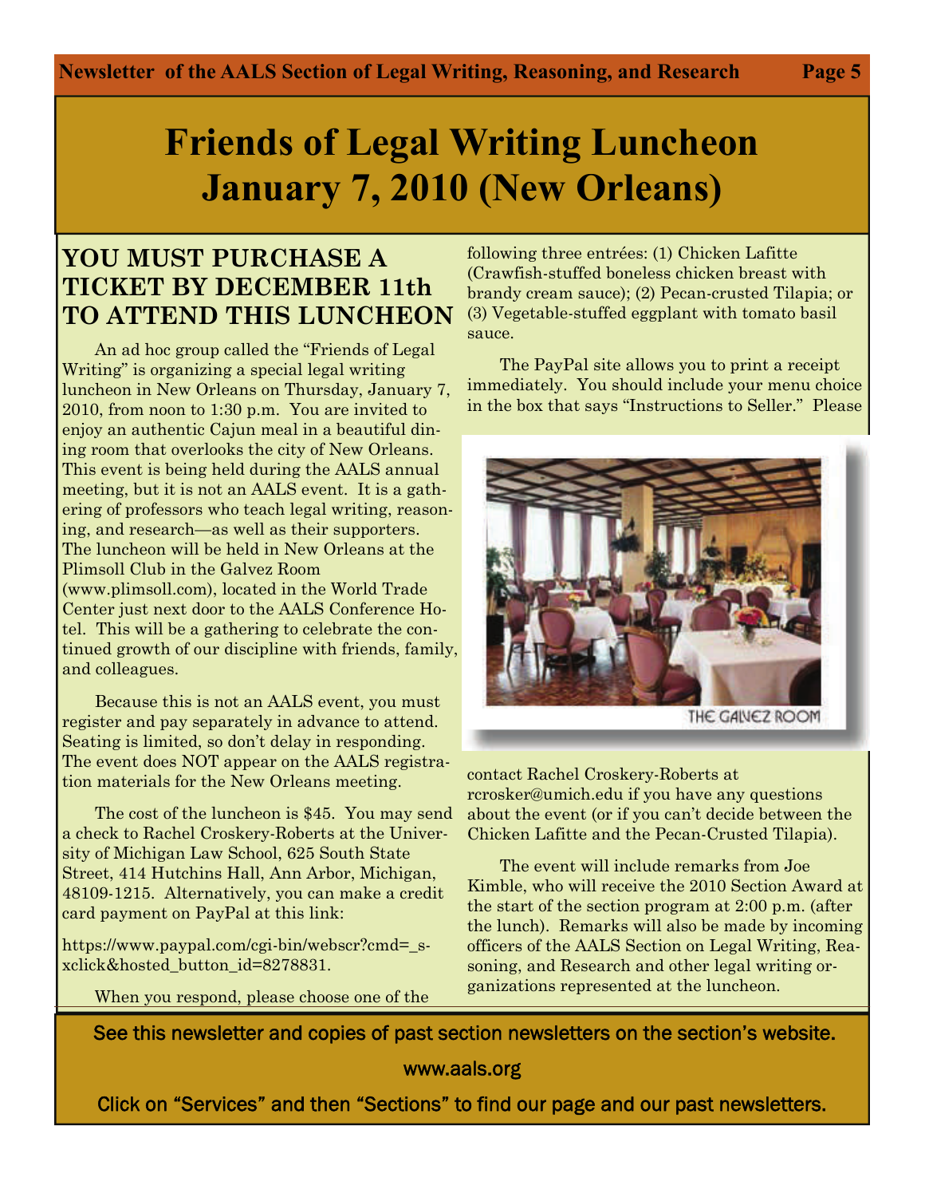# Friends of Legal Writing Luncheon January 7, 2010 (New Orleans)

## YOU MUST PURCHASE A TICKET BY DECEMBER 11th TO ATTEND THIS LUNCHEON

An ad hoc group called the "Friends of Legal Writing" is organizing a special legal writing luncheon in New Orleans on Thursday, January 7, 2010, from noon to 1:30 p.m. You are invited to enjoy an authentic Cajun meal in a beautiful dining room that overlooks the city of New Orleans. This event is being held during the AALS annual meeting, but it is not an AALS event. It is a gathering of professors who teach legal writing, reasoning, and research—as well as their supporters. The luncheon will be held in New Orleans at the Plimsoll Club in the Galvez Room (www.plimsoll.com), located in the World Trade Center just next door to the AALS Conference Hotel. This will be a gathering to celebrate the continued growth of our discipline with friends, family, and colleagues.

Because this is not an AALS event, you must register and pay separately in advance to attend. Seating is limited, so don't delay in responding. The event does NOT appear on the AALS registration materials for the New Orleans meeting.

The cost of the luncheon is $45. You may send a check to Rachel Croskery-Roberts at the University of Michigan Law School, 625 South State Street, 414 Hutchins Hall, Ann Arbor, Michigan, 48109-1215. Alternatively, you can make a credit card payment on PayPal at this link:

https://www.paypal.com/cgi-bin/webscr?cmd=_s-xclick&hosted_button_id=8278831.

When you respond, please choose one of the following three entrées: (1) Chicken Lafitte (Crawfish-stuffed boneless chicken breast with brandy cream sauce); (2) Pecan-crusted Tilapia; or (3) Vegetable-stuffed eggplant with tomato basil sauce.

The PayPal site allows you to print a receipt immediately. You should include your menu choice in the box that says "Instructions to Seller." Please contact Rachel Croskery-Roberts at rcrosker@umich.edu if you have any questions about the event (or if you can't decide between the Chicken Lafitte and the Pecan-Crusted Tilapia).

THE GALVEZ ROOM

The event will include remarks from Joe Kimble, who will receive the 2010 Section Award at the start of the section program at 2:00 p.m. (after the lunch). Remarks will also be made by incoming officers of the AALS Section on Legal Writing, Reasoning, and Research and other legal writing organizations represented at the luncheon.

See this newsletter and copies of past section newsletters on the section's website.

www.aals.org

Click on "Services" and then "Sections" to find our page and our past newsletters.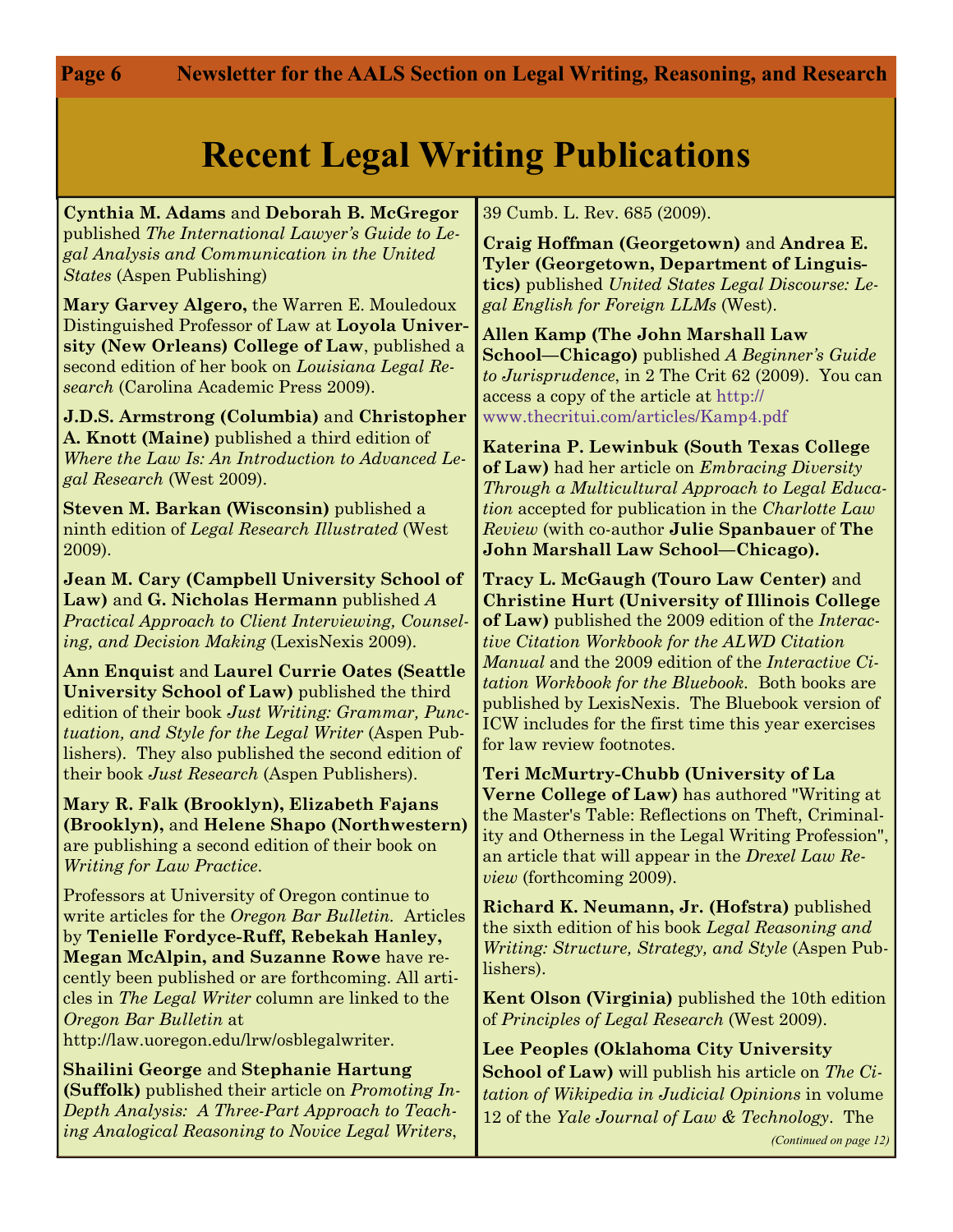# Recent Legal Writing Publications

**Cynthia M. Adams** and **Deborah B. McGregor** published *The International Lawyer's Guide to Legal Analysis and Communication in the United States* (Aspen Publishing)

**Mary Garvey Algero,** the Warren E. Mouledoux Distinguished Professor of Law at **Loyola University (New Orleans) College of Law**, published a second edition of her book on *Louisiana Legal Research* (Carolina Academic Press 2009).

**J.D.S. Armstrong (Columbia)** and **Christopher A. Knott (Maine)** published a third edition of *Where the Law Is: An Introduction to Advanced Legal Research* (West 2009).

**Steven M. Barkan (Wisconsin)** published a ninth edition of *Legal Research Illustrated* (West 2009).

**Jean M. Cary (Campbell University School of Law)** and **G. Nicholas Hermann** published *A Practical Approach to Client Interviewing, Counseling, and Decision Making* (LexisNexis 2009).

**Ann Enquist** and **Laurel Currie Oates (Seattle University School of Law)** published the third edition of their book *Just Writing: Grammar, Punctuation, and Style for the Legal Writer* (Aspen Publishers). They also published the second edition of their book *Just Research* (Aspen Publishers).

**Mary R. Falk (Brooklyn), Elizabeth Fajans (Brooklyn),** and **Helene Shapo (Northwestern)** are publishing a second edition of their book on *Writing for Law Practice*.

Professors at University of Oregon continue to write articles for the *Oregon Bar Bulletin*. Articles by **Tenielle Fordyce-Ruff, Rebekah Hanley, Megan McAlpin, and Suzanne Rowe** have recently been published or are forthcoming. All articles in *The Legal Writer* column are linked to the *Oregon Bar Bulletin* at http://law.uoregon.edu/lrw/osblegalwriter.

**Shailini George** and **Stephanie Hartung (Suffolk)** published their article on *Promoting In-Depth Analysis: A Three-Part Approach to Teaching Analogical Reasoning to Novice Legal Writers*, 39 Cumb. L. Rev. 685 (2009).

**Craig Hoffman (Georgetown)** and **Andrea E. Tyler (Georgetown, Department of Linguistics)** published *United States Legal Discourse: Legal English for Foreign LLMs* (West).

**Allen Kamp (The John Marshall Law School—Chicago)** published *A Beginner's Guide to Jurisprudence*, in 2 The Crit 62 (2009). You can access a copy of the article at http://www.thecritui.com/articles/Kamp4.pdf

**Katerina P. Lewinbuk (South Texas College of Law)** had her article on *Embracing Diversity Through a Multicultural Approach to Legal Education* accepted for publication in the *Charlotte Law Review* (with co-author **Julie Spanbauer** of **The John Marshall Law School—Chicago).**

**Tracy L. McGaugh (Touro Law Center)** and **Christine Hurt (University of Illinois College of Law)** published the 2009 edition of the *Interactive Citation Workbook for the ALWD Citation Manual* and the 2009 edition of the *Interactive Citation Workbook for the Bluebook*. Both books are published by LexisNexis. The Bluebook version of ICW includes for the first time this year exercises for law review footnotes.

**Teri McMurtry-Chubb (University of La Verne College of Law)** has authored "Writing at the Master's Table: Reflections on Theft, Criminality and Otherness in the Legal Writing Profession", an article that will appear in the *Drexel Law Review* (forthcoming 2009).

**Richard K. Neumann, Jr. (Hofstra)** published the sixth edition of his book *Legal Reasoning and Writing: Structure, Strategy, and Style* (Aspen Publishers).

**Kent Olson (Virginia)** published the 10th edition of *Principles of Legal Research* (West 2009).

**Lee Peoples (Oklahoma City University School of Law)** will publish his article on *The Citation of Wikipedia in Judicial Opinions* in volume 12 of the *Yale Journal of Law & Technology*. The

*(Continued on page 12)*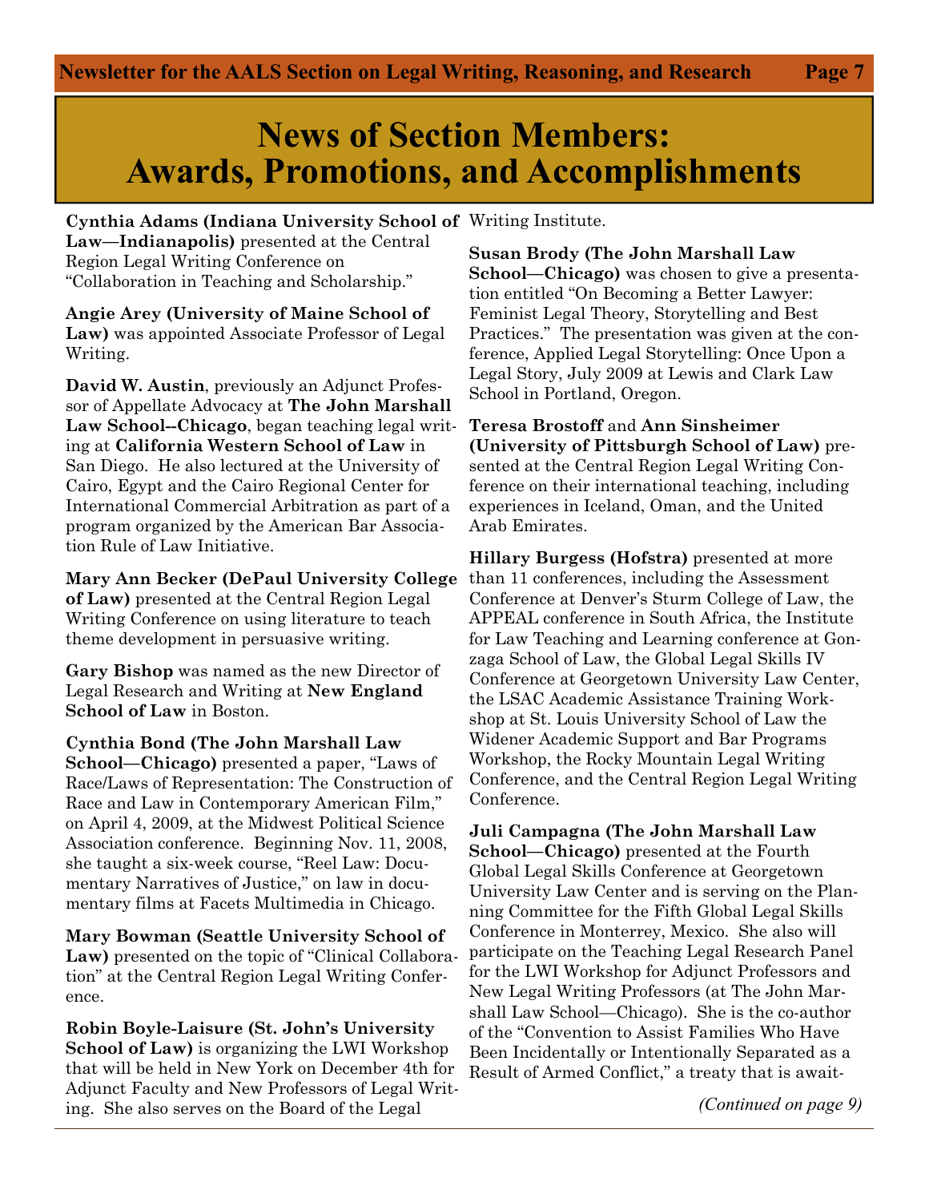# News of Section Members: Awards, Promotions, and Accomplishments

**Cynthia Adams (Indiana University School of Law—Indianapolis)** presented at the Central Region Legal Writing Conference on "Collaboration in Teaching and Scholarship."

**Angie Arey (University of Maine School of Law)** was appointed Associate Professor of Legal Writing.

**David W. Austin**, previously an Adjunct Professor of Appellate Advocacy at **The John Marshall Law School--Chicago**, began teaching legal writing at **California Western School of Law** in San Diego. He also lectured at the University of Cairo, Egypt and the Cairo Regional Center for International Commercial Arbitration as part of a program organized by the American Bar Association Rule of Law Initiative.

**Mary Ann Becker (DePaul University College of Law)** presented at the Central Region Legal Writing Conference on using literature to teach theme development in persuasive writing.

**Gary Bishop** was named as the new Director of Legal Research and Writing at **New England School of Law** in Boston.

**Cynthia Bond (The John Marshall Law School—Chicago)** presented a paper, "Laws of Race/Laws of Representation: The Construction of Race and Law in Contemporary American Film," on April 4, 2009, at the Midwest Political Science Association conference. Beginning Nov. 11, 2008, she taught a six-week course, "Reel Law: Documentary Narratives of Justice," on law in documentary films at Facets Multimedia in Chicago.

**Mary Bowman (Seattle University School of Law)** presented on the topic of "Clinical Collaboration" at the Central Region Legal Writing Conference.

**Robin Boyle-Laisure (St. John's University School of Law)** is organizing the LWI Workshop that will be held in New York on December 4th for Adjunct Faculty and New Professors of Legal Writing. She also serves on the Board of the Legal Writing Institute.

**Susan Brody (The John Marshall Law School—Chicago)** was chosen to give a presentation entitled "On Becoming a Better Lawyer: Feminist Legal Theory, Storytelling and Best Practices." The presentation was given at the conference, Applied Legal Storytelling: Once Upon a Legal Story, July 2009 at Lewis and Clark Law School in Portland, Oregon.

**Teresa Brostoff** and **Ann Sinsheimer (University of Pittsburgh School of Law)** presented at the Central Region Legal Writing Conference on their international teaching, including experiences in Iceland, Oman, and the United Arab Emirates.

**Hillary Burgess (Hofstra)** presented at more than 11 conferences, including the Assessment Conference at Denver's Sturm College of Law, the APPEAL conference in South Africa, the Institute for Law Teaching and Learning conference at Gonzaga School of Law, the Global Legal Skills IV Conference at Georgetown University Law Center, the LSAC Academic Assistance Training Workshop at St. Louis University School of Law the Widener Academic Support and Bar Programs Workshop, the Rocky Mountain Legal Writing Conference, and the Central Region Legal Writing Conference.

**Juli Campagna (The John Marshall Law School—Chicago)** presented at the Fourth Global Legal Skills Conference at Georgetown University Law Center and is serving on the Planning Committee for the Fifth Global Legal Skills Conference in Monterrey, Mexico. She also will participate on the Teaching Legal Research Panel for the LWI Workshop for Adjunct Professors and New Legal Writing Professors (at The John Marshall Law School—Chicago). She is the co-author of the "Convention to Assist Families Who Have Been Incidentally or Intentionally Separated as a Result of Armed Conflict," a treaty that is await-

*(Continued on page 9)*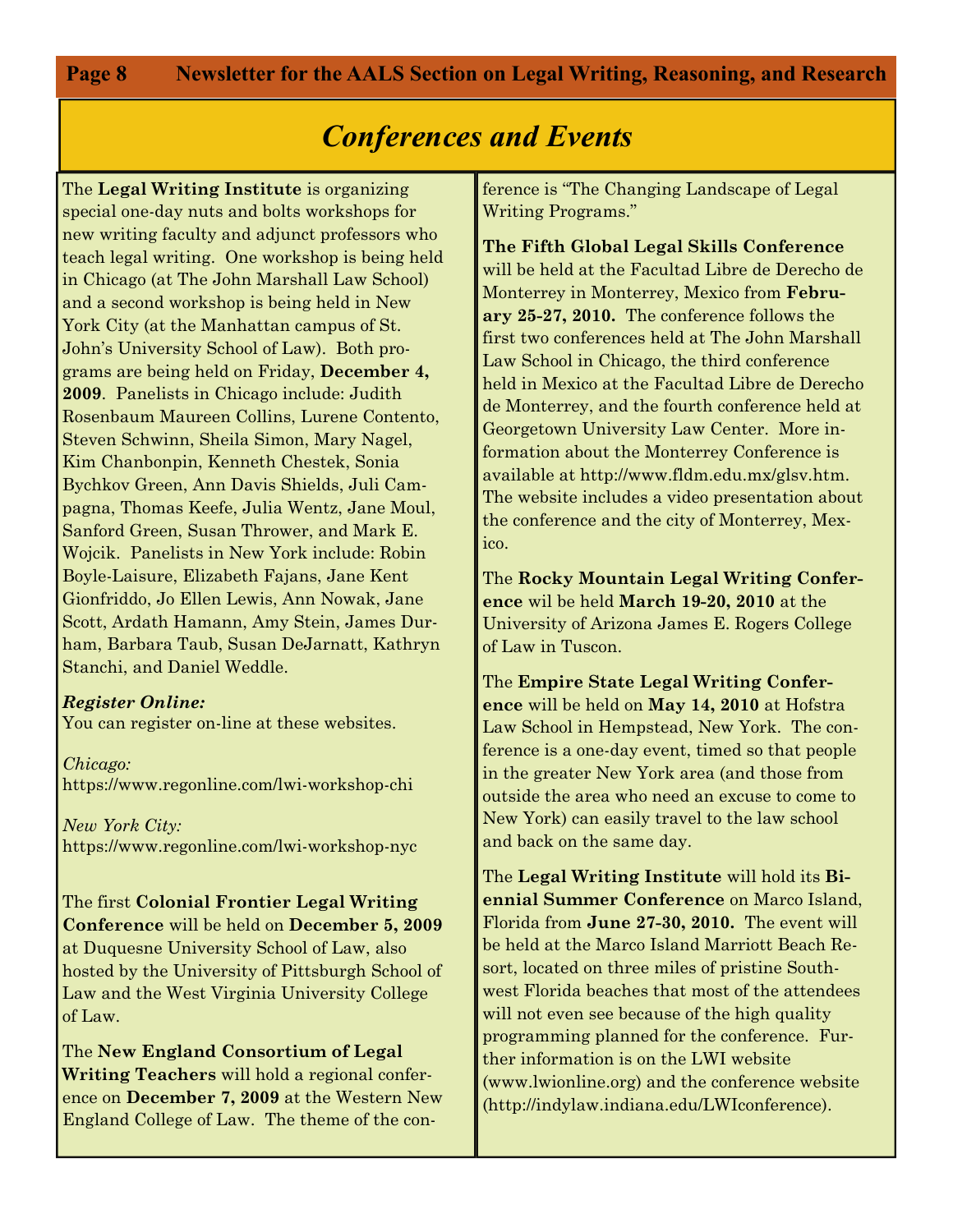# Conferences and Events

The **Legal Writing Institute** is organizing special one-day nuts and bolts workshops for new writing faculty and adjunct professors who teach legal writing. One workshop is being held in Chicago (at The John Marshall Law School) and a second workshop is being held in New York City (at the Manhattan campus of St. John's University School of Law). Both programs are being held on Friday, **December 4, 2009**. Panelists in Chicago include: Judith Rosenbaum Maureen Collins, Lurene Contento, Steven Schwinn, Sheila Simon, Mary Nagel, Kim Chanbonpin, Kenneth Chestek, Sonia Bychkov Green, Ann Davis Shields, Juli Campagna, Thomas Keefe, Julia Wentz, Jane Moul, Sanford Green, Susan Thrower, and Mark E. Wojcik. Panelists in New York include: Robin Boyle-Laisure, Elizabeth Fajans, Jane Kent Gionfriddo, Jo Ellen Lewis, Ann Nowak, Jane Scott, Ardath Hamann, Amy Stein, James Durham, Barbara Taub, Susan DeJarnatt, Kathryn Stanchi, and Daniel Weddle.

***Register Online:***
You can register on-line at these websites.

*Chicago:*
https://www.regonline.com/lwi-workshop-chi

*New York City:*
https://www.regonline.com/lwi-workshop-nyc

The first **Colonial Frontier Legal Writing Conference** will be held on **December 5, 2009** at Duquesne University School of Law, also hosted by the University of Pittsburgh School of Law and the West Virginia University College of Law.

The **New England Consortium of Legal Writing Teachers** will hold a regional conference on **December 7, 2009** at the Western New England College of Law. The theme of the conference is "The Changing Landscape of Legal Writing Programs."

**The Fifth Global Legal Skills Conference** will be held at the Facultad Libre de Derecho de Monterrey in Monterrey, Mexico from **February 25-27, 2010.** The conference follows the first two conferences held at The John Marshall Law School in Chicago, the third conference held in Mexico at the Facultad Libre de Derecho de Monterrey, and the fourth conference held at Georgetown University Law Center. More information about the Monterrey Conference is available at http://www.fldm.edu.mx/glsv.htm. The website includes a video presentation about the conference and the city of Monterrey, Mexico.

The **Rocky Mountain Legal Writing Conference** wil be held **March 19-20, 2010** at the University of Arizona James E. Rogers College of Law in Tuscon.

The **Empire State Legal Writing Conference** will be held on **May 14, 2010** at Hofstra Law School in Hempstead, New York. The conference is a one-day event, timed so that people in the greater New York area (and those from outside the area who need an excuse to come to New York) can easily travel to the law school and back on the same day.

The **Legal Writing Institute** will hold its **Biennial Summer Conference** on Marco Island, Florida from **June 27-30, 2010.** The event will be held at the Marco Island Marriott Beach Resort, located on three miles of pristine Southwest Florida beaches that most of the attendees will not even see because of the high quality programming planned for the conference. Further information is on the LWI website (www.lwionline.org) and the conference website (http://indylaw.indiana.edu/LWIconference).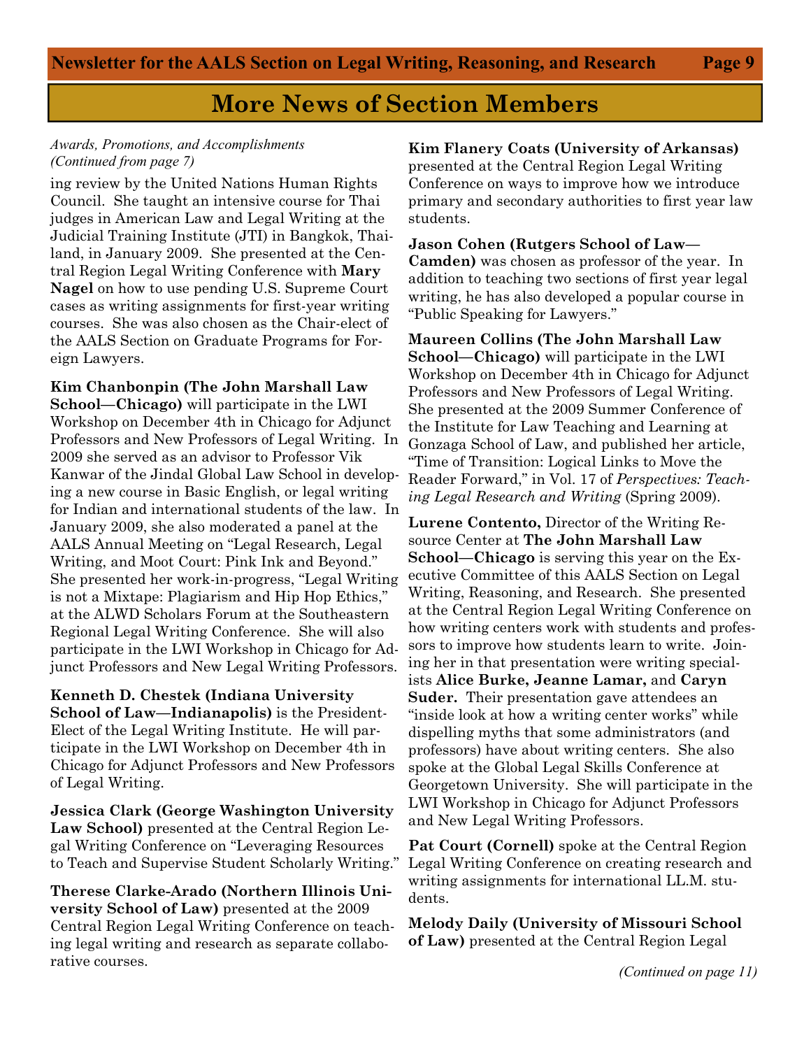# More News of Section Members

*Awards, Promotions, and Accomplishments (Continued from page 7)*

ing review by the United Nations Human Rights Council. She taught an intensive course for Thai judges in American Law and Legal Writing at the Judicial Training Institute (JTI) in Bangkok, Thailand, in January 2009. She presented at the Central Region Legal Writing Conference with **Mary Nagel** on how to use pending U.S. Supreme Court cases as writing assignments for first-year writing courses. She was also chosen as the Chair-elect of the AALS Section on Graduate Programs for Foreign Lawyers.

**Kim Chanbonpin (The John Marshall Law School—Chicago)** will participate in the LWI Workshop on December 4th in Chicago for Adjunct Professors and New Professors of Legal Writing. In 2009 she served as an advisor to Professor Vik Kanwar of the Jindal Global Law School in developing a new course in Basic English, or legal writing for Indian and international students of the law. In January 2009, she also moderated a panel at the AALS Annual Meeting on "Legal Research, Legal Writing, and Moot Court: Pink Ink and Beyond." She presented her work-in-progress, "Legal Writing is not a Mixtape: Plagiarism and Hip Hop Ethics," at the ALWD Scholars Forum at the Southeastern Regional Legal Writing Conference. She will also participate in the LWI Workshop in Chicago for Adjunct Professors and New Legal Writing Professors.

**Kenneth D. Chestek (Indiana University School of Law—Indianapolis)** is the President-Elect of the Legal Writing Institute. He will participate in the LWI Workshop on December 4th in Chicago for Adjunct Professors and New Professors of Legal Writing.

**Jessica Clark (George Washington University Law School)** presented at the Central Region Legal Writing Conference on "Leveraging Resources to Teach and Supervise Student Scholarly Writing."

**Therese Clarke-Arado (Northern Illinois University School of Law)** presented at the 2009 Central Region Legal Writing Conference on teaching legal writing and research as separate collaborative courses.

**Kim Flanery Coats (University of Arkansas)** presented at the Central Region Legal Writing Conference on ways to improve how we introduce primary and secondary authorities to first year law students.

**Jason Cohen (Rutgers School of Law—Camden)** was chosen as professor of the year. In addition to teaching two sections of first year legal writing, he has also developed a popular course in "Public Speaking for Lawyers."

**Maureen Collins (The John Marshall Law School—Chicago)** will participate in the LWI Workshop on December 4th in Chicago for Adjunct Professors and New Professors of Legal Writing. She presented at the 2009 Summer Conference of the Institute for Law Teaching and Learning at Gonzaga School of Law, and published her article, "Time of Transition: Logical Links to Move the Reader Forward," in Vol. 17 of *Perspectives: Teaching Legal Research and Writing* (Spring 2009).

**Lurene Contento,** Director of the Writing Resource Center at **The John Marshall Law School—Chicago** is serving this year on the Executive Committee of this AALS Section on Legal Writing, Reasoning, and Research. She presented at the Central Region Legal Writing Conference on how writing centers work with students and professors to improve how students learn to write. Joining her in that presentation were writing specialists **Alice Burke, Jeanne Lamar,** and **Caryn Suder.** Their presentation gave attendees an "inside look at how a writing center works" while dispelling myths that some administrators (and professors) have about writing centers. She also spoke at the Global Legal Skills Conference at Georgetown University. She will participate in the LWI Workshop in Chicago for Adjunct Professors and New Legal Writing Professors.

**Pat Court (Cornell)** spoke at the Central Region Legal Writing Conference on creating research and writing assignments for international LL.M. students.

**Melody Daily (University of Missouri School of Law)** presented at the Central Region Legal

*(Continued on page 11)*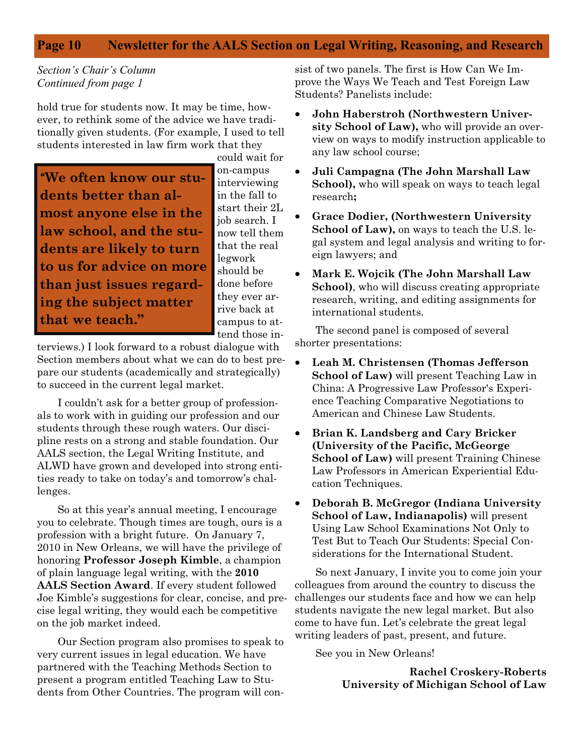*Section's Chair's Column*
*Continued from page 1*

hold true for students now. It may be time, however, to rethink some of the advice we have traditionally given students. (For example, I used to tell students interested in law firm work that they could wait for on-campus interviewing in the fall to start their 2L job search. I now tell them that the real legwork should be done before they ever arrive back at campus to attend those interviews.) I look forward to a robust dialogue with Section members about what we can do to best prepare our students (academically and strategically) to succeed in the current legal market.

> **"We often know our students better than almost anyone else in the law school, and the students are likely to turn to us for advice on more than just issues regarding the subject matter that we teach."**

I couldn't ask for a better group of professionals to work with in guiding our profession and our students through these rough waters. Our discipline rests on a strong and stable foundation. Our AALS section, the Legal Writing Institute, and ALWD have grown and developed into strong entities ready to take on today's and tomorrow's challenges.

So at this year's annual meeting, I encourage you to celebrate. Though times are tough, ours is a profession with a bright future. On January 7, 2010 in New Orleans, we will have the privilege of honoring **Professor Joseph Kimble**, a champion of plain language legal writing, with the **2010 AALS Section Award**. If every student followed Joe Kimble's suggestions for clear, concise, and precise legal writing, they would each be competitive on the job market indeed.

Our Section program also promises to speak to very current issues in legal education. We have partnered with the Teaching Methods Section to present a program entitled Teaching Law to Students from Other Countries. The program will consist of two panels. The first is How Can We Improve the Ways We Teach and Test Foreign Law Students? Panelists include:

- **John Haberstroh (Northwestern University School of Law),** who will provide an overview on ways to modify instruction applicable to any law school course;
- **Juli Campagna (The John Marshall Law School),** who will speak on ways to teach legal research**;**
- **Grace Dodier, (Northwestern University School of Law),** on ways to teach the U.S. legal system and legal analysis and writing to foreign lawyers; and
- **Mark E. Wojcik (The John Marshall Law School)**, who will discuss creating appropriate research, writing, and editing assignments for international students.

The second panel is composed of several shorter presentations:

- **Leah M. Christensen (Thomas Jefferson School of Law)** will present Teaching Law in China: A Progressive Law Professor's Experience Teaching Comparative Negotiations to American and Chinese Law Students.
- **Brian K. Landsberg and Cary Bricker (University of the Pacific, McGeorge School of Law)** will present Training Chinese Law Professors in American Experiential Education Techniques.
- **Deborah B. McGregor (Indiana University School of Law, Indianapolis)** will present Using Law School Examinations Not Only to Test But to Teach Our Students: Special Considerations for the International Student.

So next January, I invite you to come join your colleagues from around the country to discuss the challenges our students face and how we can help students navigate the new legal market. But also come to have fun. Let's celebrate the great legal writing leaders of past, present, and future.

See you in New Orleans!

**Rachel Croskery-Roberts**
**University of Michigan School of Law**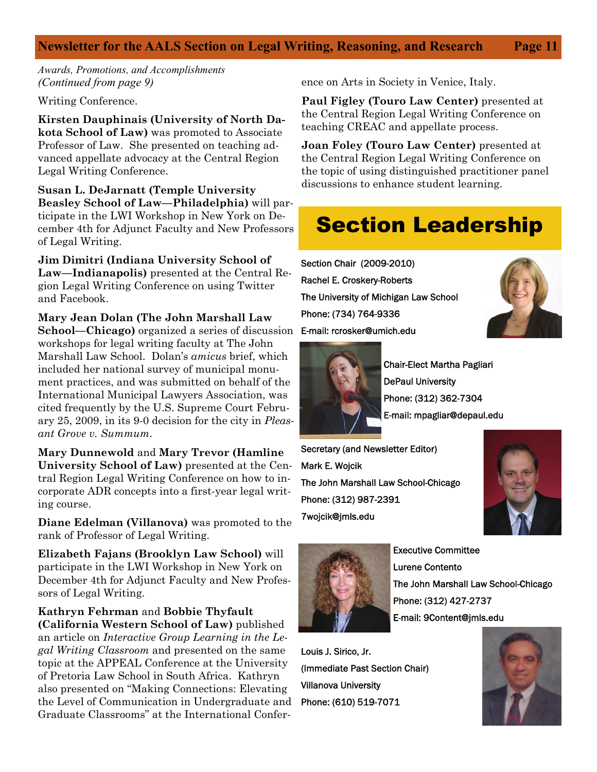*Awards, Promotions, and Accomplishments (Continued from page 9)*

Writing Conference.

**Kirsten Dauphinais (University of North Dakota School of Law)** was promoted to Associate Professor of Law. She presented on teaching advanced appellate advocacy at the Central Region Legal Writing Conference.

**Susan L. DeJarnatt (Temple University Beasley School of Law—Philadelphia)** will participate in the LWI Workshop in New York on December 4th for Adjunct Faculty and New Professors of Legal Writing.

**Jim Dimitri (Indiana University School of Law—Indianapolis)** presented at the Central Region Legal Writing Conference on using Twitter and Facebook.

**Mary Jean Dolan (The John Marshall Law School—Chicago)** organized a series of discussion workshops for legal writing faculty at The John Marshall Law School. Dolan's *amicus* brief, which included her national survey of municipal monument practices, and was submitted on behalf of the International Municipal Lawyers Association, was cited frequently by the U.S. Supreme Court February 25, 2009, in its 9-0 decision for the city in *Pleasant Grove v. Summum*.

**Mary Dunnewold** and **Mary Trevor (Hamline University School of Law)** presented at the Central Region Legal Writing Conference on how to incorporate ADR concepts into a first-year legal writing course.

**Diane Edelman (Villanova)** was promoted to the rank of Professor of Legal Writing.

**Elizabeth Fajans (Brooklyn Law School)** will participate in the LWI Workshop in New York on December 4th for Adjunct Faculty and New Professors of Legal Writing.

**Kathryn Fehrman** and **Bobbie Thyfault (California Western School of Law)** published an article on *Interactive Group Learning in the Legal Writing Classroom* and presented on the same topic at the APPEAL Conference at the University of Pretoria Law School in South Africa. Kathryn also presented on "Making Connections: Elevating the Level of Communication in Undergraduate and Graduate Classrooms" at the International Conference on Arts in Society in Venice, Italy.

**Paul Figley (Touro Law Center)** presented at the Central Region Legal Writing Conference on teaching CREAC and appellate process.

**Joan Foley (Touro Law Center)** presented at the Central Region Legal Writing Conference on the topic of using distinguished practitioner panel discussions to enhance student learning.

# Section Leadership

Section Chair (2009-2010)
Rachel E. Croskery-Roberts
The University of Michigan Law School
Phone: (734) 764-9336
E-mail: rcrosker@umich.edu

Chair-Elect Martha Pagliari
DePaul University
Phone: (312) 362-7304
E-mail: mpagliar@depaul.edu

Secretary (and Newsletter Editor)
Mark E. Wojcik
The John Marshall Law School-Chicago
Phone: (312) 987-2391
7wojcik@jmls.edu

Executive Committee
Lurene Contento
The John Marshall Law School-Chicago
Phone: (312) 427-2737
E-mail: 9Content@jmls.edu

Louis J. Sirico, Jr.
(Immediate Past Section Chair)
Villanova University
Phone: (610) 519-7071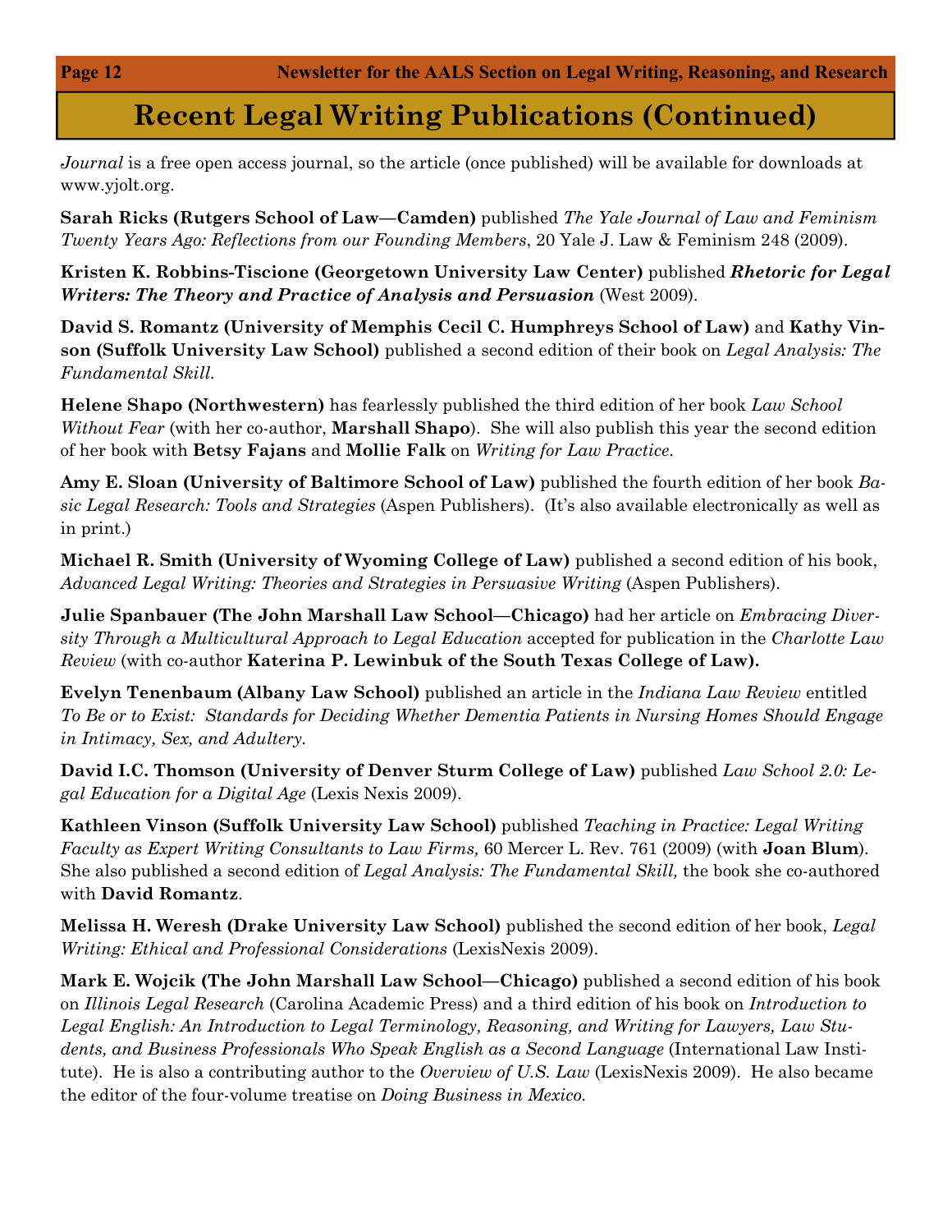## Recent Legal Writing Publications (Continued)

*Journal* is a free open access journal, so the article (once published) will be available for downloads at www.yjolt.org.

**Sarah Ricks (Rutgers School of Law—Camden)** published *The Yale Journal of Law and Feminism Twenty Years Ago: Reflections from our Founding Members*, 20 Yale J. Law & Feminism 248 (2009).

**Kristen K. Robbins-Tiscione (Georgetown University Law Center)** published ***Rhetoric for Legal Writers: The Theory and Practice of Analysis and Persuasion*** (West 2009).

**David S. Romantz (University of Memphis Cecil C. Humphreys School of Law)** and **Kathy Vinson (Suffolk University Law School)** published a second edition of their book on *Legal Analysis: The Fundamental Skill.*

**Helene Shapo (Northwestern)** has fearlessly published the third edition of her book *Law School Without Fear* (with her co-author, **Marshall Shapo**). She will also publish this year the second edition of her book with **Betsy Fajans** and **Mollie Falk** on *Writing for Law Practice*.

**Amy E. Sloan (University of Baltimore School of Law)** published the fourth edition of her book *Basic Legal Research: Tools and Strategies* (Aspen Publishers). (It's also available electronically as well as in print.)

**Michael R. Smith (University of Wyoming College of Law)** published a second edition of his book, *Advanced Legal Writing: Theories and Strategies in Persuasive Writing* (Aspen Publishers).

**Julie Spanbauer (The John Marshall Law School—Chicago)** had her article on *Embracing Diversity Through a Multicultural Approach to Legal Education* accepted for publication in the *Charlotte Law Review* (with co-author **Katerina P. Lewinbuk of the South Texas College of Law).**

**Evelyn Tenenbaum (Albany Law School)** published an article in the *Indiana Law Review* entitled *To Be or to Exist: Standards for Deciding Whether Dementia Patients in Nursing Homes Should Engage in Intimacy, Sex, and Adultery.*

**David I.C. Thomson (University of Denver Sturm College of Law)** published *Law School 2.0: Legal Education for a Digital Age* (Lexis Nexis 2009).

**Kathleen Vinson (Suffolk University Law School)** published *Teaching in Practice: Legal Writing Faculty as Expert Writing Consultants to Law Firms,* 60 Mercer L. Rev. 761 (2009) (with **Joan Blum**). She also published a second edition of *Legal Analysis: The Fundamental Skill,* the book she co-authored with **David Romantz**.

**Melissa H. Weresh (Drake University Law School)** published the second edition of her book, *Legal Writing: Ethical and Professional Considerations* (LexisNexis 2009).

**Mark E. Wojcik (The John Marshall Law School—Chicago)** published a second edition of his book on *Illinois Legal Research* (Carolina Academic Press) and a third edition of his book on *Introduction to Legal English: An Introduction to Legal Terminology, Reasoning, and Writing for Lawyers, Law Students, and Business Professionals Who Speak English as a Second Language* (International Law Institute). He is also a contributing author to the *Overview of U.S. Law* (LexisNexis 2009). He also became the editor of the four-volume treatise on *Doing Business in Mexico.*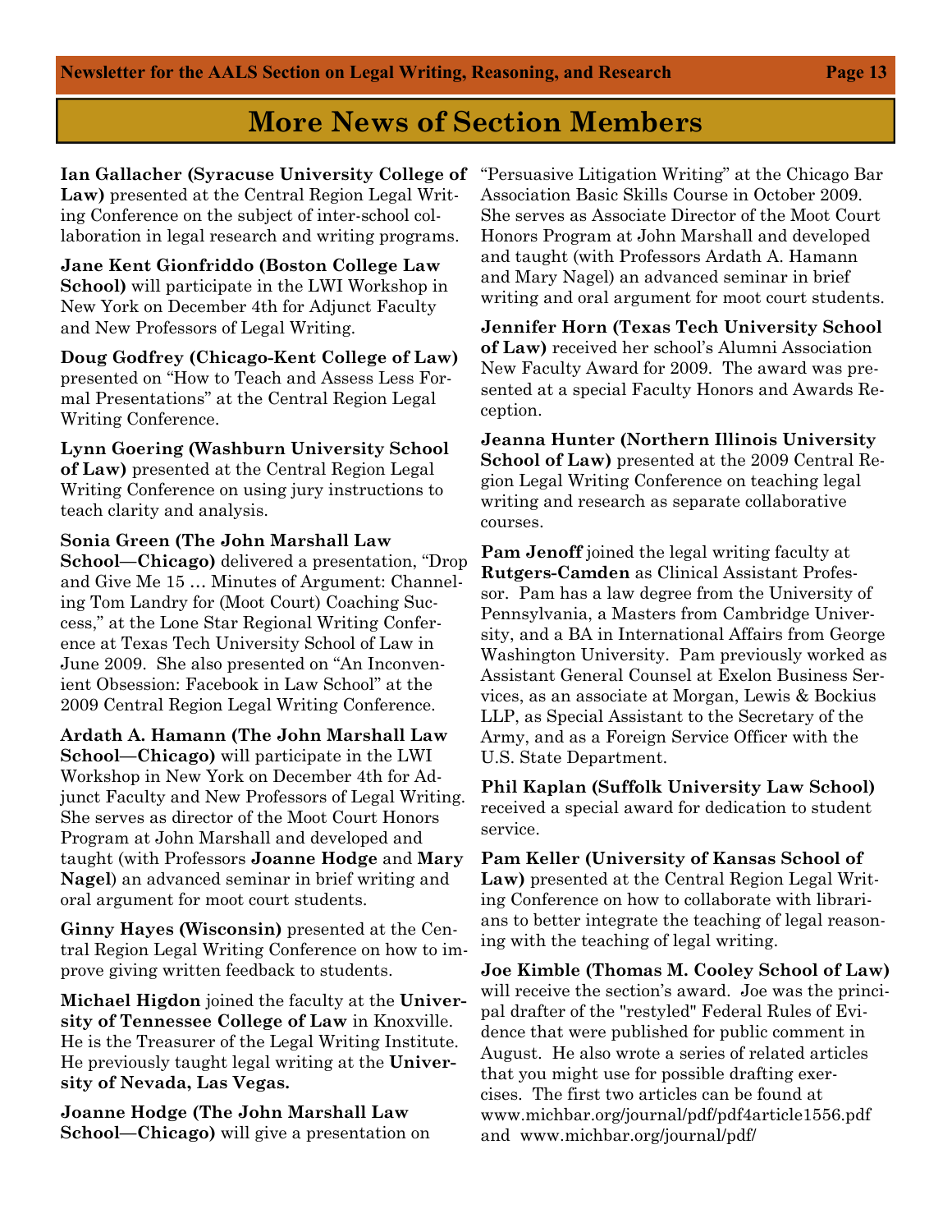## More News of Section Members

**Ian Gallacher (Syracuse University College of Law)** presented at the Central Region Legal Writing Conference on the subject of inter-school collaboration in legal research and writing programs.

**Jane Kent Gionfriddo (Boston College Law School)** will participate in the LWI Workshop in New York on December 4th for Adjunct Faculty and New Professors of Legal Writing.

**Doug Godfrey (Chicago-Kent College of Law)** presented on "How to Teach and Assess Less Formal Presentations" at the Central Region Legal Writing Conference.

**Lynn Goering (Washburn University School of Law)** presented at the Central Region Legal Writing Conference on using jury instructions to teach clarity and analysis.

**Sonia Green (The John Marshall Law School—Chicago)** delivered a presentation, "Drop and Give Me 15 … Minutes of Argument: Channeling Tom Landry for (Moot Court) Coaching Success," at the Lone Star Regional Writing Conference at Texas Tech University School of Law in June 2009. She also presented on "An Inconvenient Obsession: Facebook in Law School" at the 2009 Central Region Legal Writing Conference.

**Ardath A. Hamann (The John Marshall Law School—Chicago)** will participate in the LWI Workshop in New York on December 4th for Adjunct Faculty and New Professors of Legal Writing. She serves as director of the Moot Court Honors Program at John Marshall and developed and taught (with Professors **Joanne Hodge** and **Mary Nagel**) an advanced seminar in brief writing and oral argument for moot court students.

**Ginny Hayes (Wisconsin)** presented at the Central Region Legal Writing Conference on how to improve giving written feedback to students.

**Michael Higdon** joined the faculty at the **University of Tennessee College of Law** in Knoxville. He is the Treasurer of the Legal Writing Institute. He previously taught legal writing at the **University of Nevada, Las Vegas.**

**Joanne Hodge (The John Marshall Law School—Chicago)** will give a presentation on "Persuasive Litigation Writing" at the Chicago Bar Association Basic Skills Course in October 2009. She serves as Associate Director of the Moot Court Honors Program at John Marshall and developed and taught (with Professors Ardath A. Hamann and Mary Nagel) an advanced seminar in brief writing and oral argument for moot court students.

**Jennifer Horn (Texas Tech University School of Law)** received her school's Alumni Association New Faculty Award for 2009. The award was presented at a special Faculty Honors and Awards Reception.

**Jeanna Hunter (Northern Illinois University School of Law)** presented at the 2009 Central Region Legal Writing Conference on teaching legal writing and research as separate collaborative courses.

**Pam Jenoff** joined the legal writing faculty at **Rutgers-Camden** as Clinical Assistant Professor. Pam has a law degree from the University of Pennsylvania, a Masters from Cambridge University, and a BA in International Affairs from George Washington University. Pam previously worked as Assistant General Counsel at Exelon Business Services, as an associate at Morgan, Lewis & Bockius LLP, as Special Assistant to the Secretary of the Army, and as a Foreign Service Officer with the U.S. State Department.

**Phil Kaplan (Suffolk University Law School)** received a special award for dedication to student service.

**Pam Keller (University of Kansas School of Law)** presented at the Central Region Legal Writing Conference on how to collaborate with librarians to better integrate the teaching of legal reasoning with the teaching of legal writing.

**Joe Kimble (Thomas M. Cooley School of Law)** will receive the section's award. Joe was the principal drafter of the "restyled" Federal Rules of Evidence that were published for public comment in August. He also wrote a series of related articles that you might use for possible drafting exercises. The first two articles can be found at www.michbar.org/journal/pdf/pdf4article1556.pdf and www.michbar.org/journal/pdf/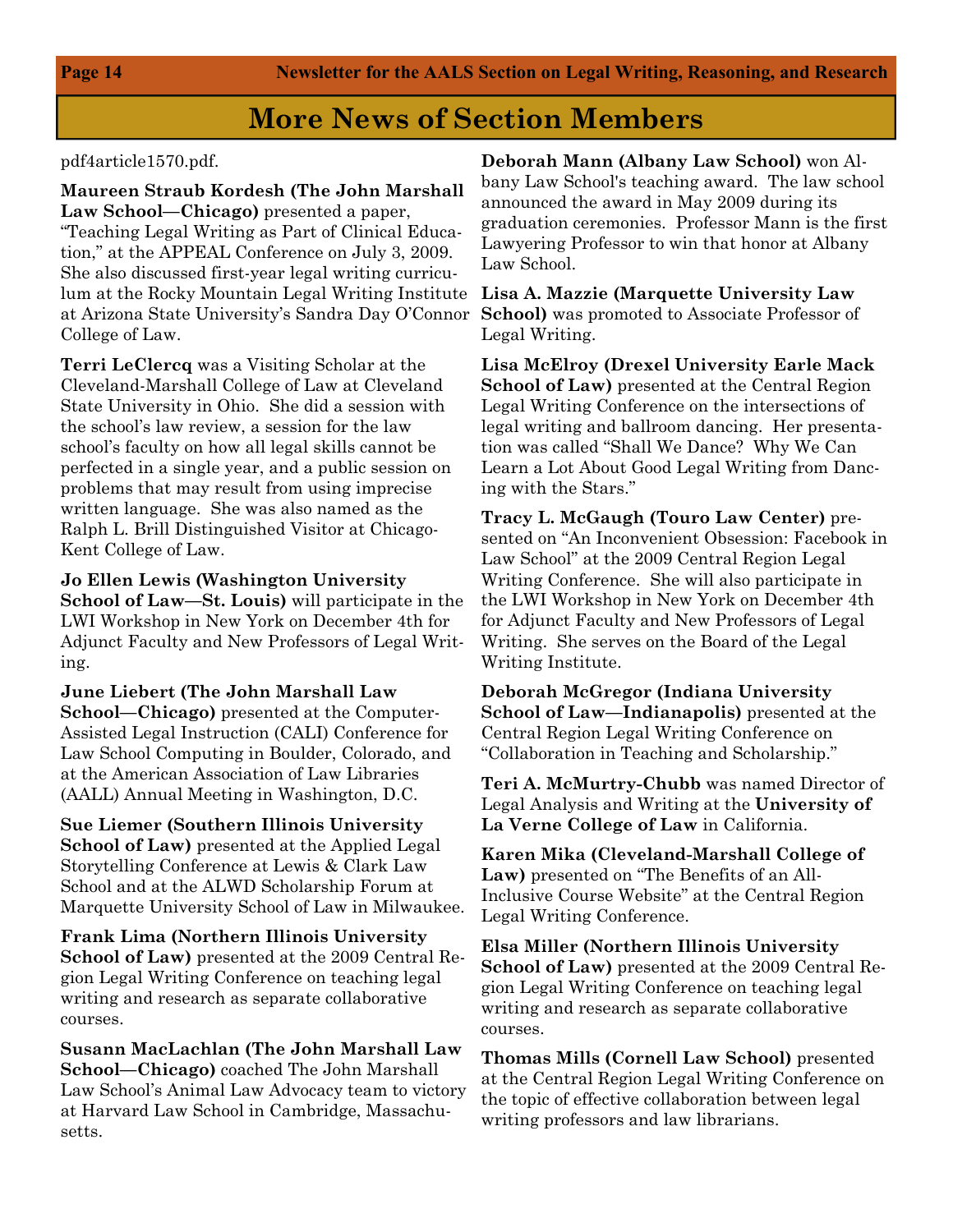## More News of Section Members

pdf4article1570.pdf.

**Maureen Straub Kordesh (The John Marshall Law School—Chicago)** presented a paper, "Teaching Legal Writing as Part of Clinical Education," at the APPEAL Conference on July 3, 2009. She also discussed first-year legal writing curriculum at the Rocky Mountain Legal Writing Institute at Arizona State University's Sandra Day O'Connor College of Law.

**Terri LeClercq** was a Visiting Scholar at the Cleveland-Marshall College of Law at Cleveland State University in Ohio. She did a session with the school's law review, a session for the law school's faculty on how all legal skills cannot be perfected in a single year, and a public session on problems that may result from using imprecise written language. She was also named as the Ralph L. Brill Distinguished Visitor at Chicago-Kent College of Law.

**Jo Ellen Lewis (Washington University School of Law—St. Louis)** will participate in the LWI Workshop in New York on December 4th for Adjunct Faculty and New Professors of Legal Writing.

**June Liebert (The John Marshall Law School—Chicago)** presented at the Computer-Assisted Legal Instruction (CALI) Conference for Law School Computing in Boulder, Colorado, and at the American Association of Law Libraries (AALL) Annual Meeting in Washington, D.C.

**Sue Liemer (Southern Illinois University School of Law)** presented at the Applied Legal Storytelling Conference at Lewis & Clark Law School and at the ALWD Scholarship Forum at Marquette University School of Law in Milwaukee.

**Frank Lima (Northern Illinois University School of Law)** presented at the 2009 Central Region Legal Writing Conference on teaching legal writing and research as separate collaborative courses.

**Susann MacLachlan (The John Marshall Law School—Chicago)** coached The John Marshall Law School's Animal Law Advocacy team to victory at Harvard Law School in Cambridge, Massachusetts.

**Deborah Mann (Albany Law School)** won Albany Law School's teaching award. The law school announced the award in May 2009 during its graduation ceremonies. Professor Mann is the first Lawyering Professor to win that honor at Albany Law School.

**Lisa A. Mazzie (Marquette University Law School)** was promoted to Associate Professor of Legal Writing.

**Lisa McElroy (Drexel University Earle Mack School of Law)** presented at the Central Region Legal Writing Conference on the intersections of legal writing and ballroom dancing. Her presentation was called "Shall We Dance? Why We Can Learn a Lot About Good Legal Writing from Dancing with the Stars."

**Tracy L. McGaugh (Touro Law Center)** presented on "An Inconvenient Obsession: Facebook in Law School" at the 2009 Central Region Legal Writing Conference. She will also participate in the LWI Workshop in New York on December 4th for Adjunct Faculty and New Professors of Legal Writing. She serves on the Board of the Legal Writing Institute.

**Deborah McGregor (Indiana University School of Law—Indianapolis)** presented at the Central Region Legal Writing Conference on "Collaboration in Teaching and Scholarship."

**Teri A. McMurtry-Chubb** was named Director of Legal Analysis and Writing at the **University of La Verne College of Law** in California.

**Karen Mika (Cleveland-Marshall College of Law)** presented on "The Benefits of an All-Inclusive Course Website" at the Central Region Legal Writing Conference.

**Elsa Miller (Northern Illinois University School of Law)** presented at the 2009 Central Region Legal Writing Conference on teaching legal writing and research as separate collaborative courses.

**Thomas Mills (Cornell Law School)** presented at the Central Region Legal Writing Conference on the topic of effective collaboration between legal writing professors and law librarians.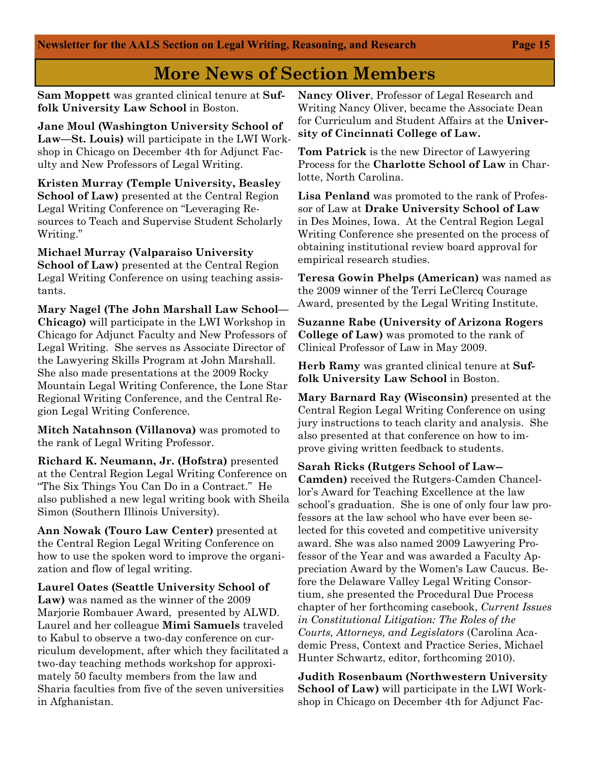## More News of Section Members

**Sam Moppett** was granted clinical tenure at **Suffolk University Law School** in Boston.

**Jane Moul (Washington University School of Law—St. Louis)** will participate in the LWI Workshop in Chicago on December 4th for Adjunct Faculty and New Professors of Legal Writing.

**Kristen Murray (Temple University, Beasley School of Law)** presented at the Central Region Legal Writing Conference on "Leveraging Resources to Teach and Supervise Student Scholarly Writing."

**Michael Murray (Valparaiso University School of Law)** presented at the Central Region Legal Writing Conference on using teaching assistants.

**Mary Nagel (The John Marshall Law School—Chicago)** will participate in the LWI Workshop in Chicago for Adjunct Faculty and New Professors of Legal Writing. She serves as Associate Director of the Lawyering Skills Program at John Marshall. She also made presentations at the 2009 Rocky Mountain Legal Writing Conference, the Lone Star Regional Writing Conference, and the Central Region Legal Writing Conference.

**Mitch Natahnson (Villanova)** was promoted to the rank of Legal Writing Professor.

**Richard K. Neumann, Jr. (Hofstra)** presented at the Central Region Legal Writing Conference on "The Six Things You Can Do in a Contract." He also published a new legal writing book with Sheila Simon (Southern Illinois University).

**Ann Nowak (Touro Law Center)** presented at the Central Region Legal Writing Conference on how to use the spoken word to improve the organization and flow of legal writing.

**Laurel Oates (Seattle University School of Law)** was named as the winner of the 2009 Marjorie Rombauer Award, presented by ALWD. Laurel and her colleague **Mimi Samuels** traveled to Kabul to observe a two-day conference on curriculum development, after which they facilitated a two-day teaching methods workshop for approximately 50 faculty members from the law and Sharia faculties from five of the seven universities in Afghanistan.

**Nancy Oliver**, Professor of Legal Research and Writing Nancy Oliver, became the Associate Dean for Curriculum and Student Affairs at the **University of Cincinnati College of Law.**

**Tom Patrick** is the new Director of Lawyering Process for the **Charlotte School of Law** in Charlotte, North Carolina.

**Lisa Penland** was promoted to the rank of Professor of Law at **Drake University School of Law** in Des Moines, Iowa. At the Central Region Legal Writing Conference she presented on the process of obtaining institutional review board approval for empirical research studies.

**Teresa Gowin Phelps (American)** was named as the 2009 winner of the Terri LeClercq Courage Award, presented by the Legal Writing Institute.

**Suzanne Rabe (University of Arizona Rogers College of Law)** was promoted to the rank of Clinical Professor of Law in May 2009.

**Herb Ramy** was granted clinical tenure at **Suffolk University Law School** in Boston.

**Mary Barnard Ray (Wisconsin)** presented at the Central Region Legal Writing Conference on using jury instructions to teach clarity and analysis. She also presented at that conference on how to improve giving written feedback to students.

**Sarah Ricks (Rutgers School of Law--Camden)** received the Rutgers-Camden Chancellor's Award for Teaching Excellence at the law school's graduation. She is one of only four law professors at the law school who have ever been selected for this coveted and competitive university award. She was also named 2009 Lawyering Professor of the Year and was awarded a Faculty Appreciation Award by the Women's Law Caucus. Before the Delaware Valley Legal Writing Consortium, she presented the Procedural Due Process chapter of her forthcoming casebook, *Current Issues in Constitutional Litigation: The Roles of the Courts, Attorneys, and Legislators* (Carolina Academic Press, Context and Practice Series, Michael Hunter Schwartz, editor, forthcoming 2010).

**Judith Rosenbaum (Northwestern University School of Law)** will participate in the LWI Workshop in Chicago on December 4th for Adjunct Fac-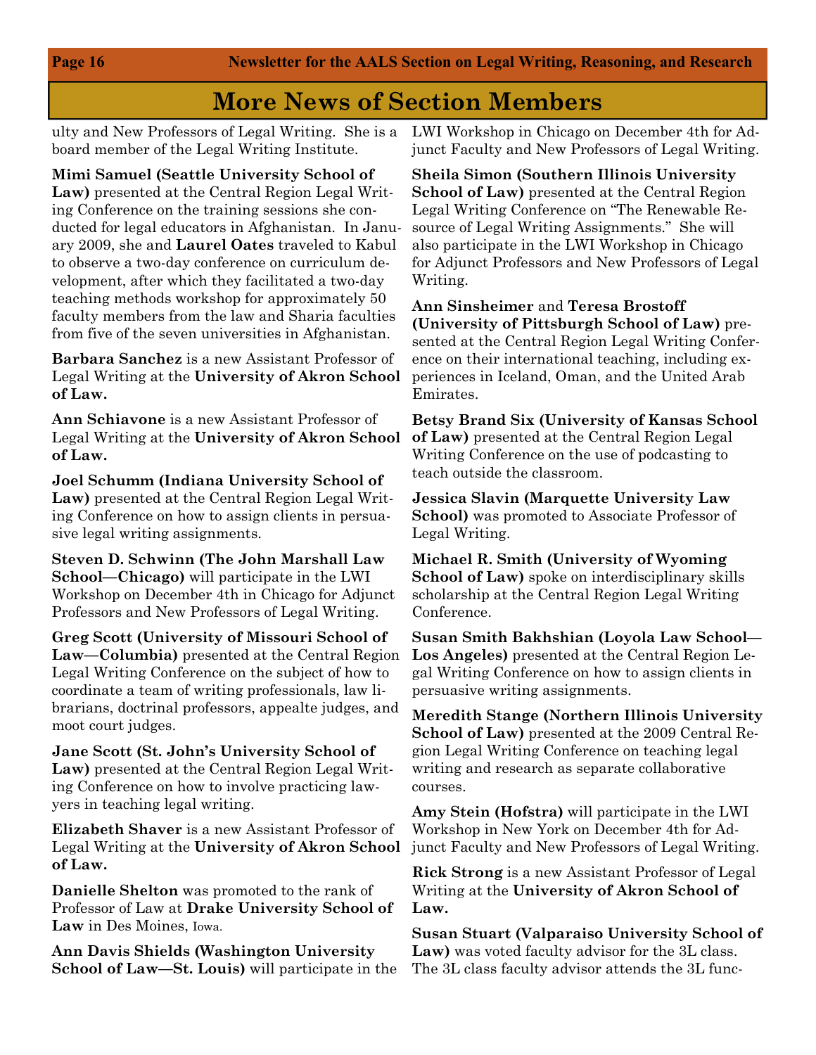## More News of Section Members

ulty and New Professors of Legal Writing. She is a board member of the Legal Writing Institute.

**Mimi Samuel (Seattle University School of Law)** presented at the Central Region Legal Writing Conference on the training sessions she conducted for legal educators in Afghanistan. In January 2009, she and **Laurel Oates** traveled to Kabul to observe a two-day conference on curriculum development, after which they facilitated a two-day teaching methods workshop for approximately 50 faculty members from the law and Sharia faculties from five of the seven universities in Afghanistan.

**Barbara Sanchez** is a new Assistant Professor of Legal Writing at the **University of Akron School of Law.**

**Ann Schiavone** is a new Assistant Professor of Legal Writing at the **University of Akron School of Law.**

**Joel Schumm (Indiana University School of Law)** presented at the Central Region Legal Writing Conference on how to assign clients in persuasive legal writing assignments.

**Steven D. Schwinn (The John Marshall Law School—Chicago)** will participate in the LWI Workshop on December 4th in Chicago for Adjunct Professors and New Professors of Legal Writing.

**Greg Scott (University of Missouri School of Law—Columbia)** presented at the Central Region Legal Writing Conference on the subject of how to coordinate a team of writing professionals, law librarians, doctrinal professors, appealte judges, and moot court judges.

**Jane Scott (St. John's University School of Law)** presented at the Central Region Legal Writing Conference on how to involve practicing lawyers in teaching legal writing.

**Elizabeth Shaver** is a new Assistant Professor of Legal Writing at the **University of Akron School of Law.**

**Danielle Shelton** was promoted to the rank of Professor of Law at **Drake University School of Law** in Des Moines, Iowa.

**Ann Davis Shields (Washington University School of Law—St. Louis)** will participate in the LWI Workshop in Chicago on December 4th for Adjunct Faculty and New Professors of Legal Writing.

**Sheila Simon (Southern Illinois University School of Law)** presented at the Central Region Legal Writing Conference on "The Renewable Resource of Legal Writing Assignments." She will also participate in the LWI Workshop in Chicago for Adjunct Professors and New Professors of Legal Writing.

**Ann Sinsheimer** and **Teresa Brostoff (University of Pittsburgh School of Law)** presented at the Central Region Legal Writing Conference on their international teaching, including experiences in Iceland, Oman, and the United Arab Emirates.

**Betsy Brand Six (University of Kansas School of Law)** presented at the Central Region Legal Writing Conference on the use of podcasting to teach outside the classroom.

**Jessica Slavin (Marquette University Law School)** was promoted to Associate Professor of Legal Writing.

**Michael R. Smith (University of Wyoming School of Law)** spoke on interdisciplinary skills scholarship at the Central Region Legal Writing Conference.

**Susan Smith Bakhshian (Loyola Law School—Los Angeles)** presented at the Central Region Legal Writing Conference on how to assign clients in persuasive writing assignments.

**Meredith Stange (Northern Illinois University School of Law)** presented at the 2009 Central Region Legal Writing Conference on teaching legal writing and research as separate collaborative courses.

**Amy Stein (Hofstra)** will participate in the LWI Workshop in New York on December 4th for Adjunct Faculty and New Professors of Legal Writing.

**Rick Strong** is a new Assistant Professor of Legal Writing at the **University of Akron School of Law.**

**Susan Stuart (Valparaiso University School of Law)** was voted faculty advisor for the 3L class. The 3L class faculty advisor attends the 3L func-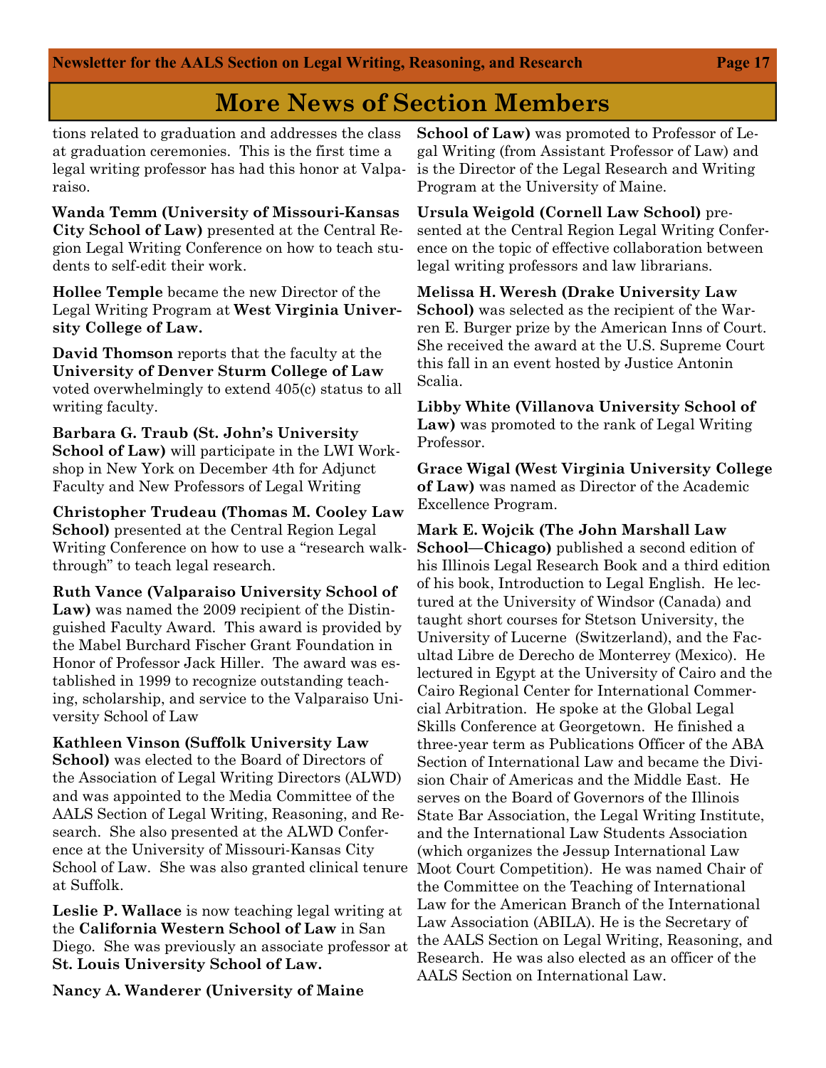## More News of Section Members

tions related to graduation and addresses the class at graduation ceremonies. This is the first time a legal writing professor has had this honor at Valparaiso.

**Wanda Temm (University of Missouri-Kansas City School of Law)** presented at the Central Region Legal Writing Conference on how to teach students to self-edit their work.

**Hollee Temple** became the new Director of the Legal Writing Program at **West Virginia University College of Law.**

**David Thomson** reports that the faculty at the **University of Denver Sturm College of Law** voted overwhelmingly to extend 405(c) status to all writing faculty.

**Barbara G. Traub (St. John's University School of Law)** will participate in the LWI Workshop in New York on December 4th for Adjunct Faculty and New Professors of Legal Writing

**Christopher Trudeau (Thomas M. Cooley Law School)** presented at the Central Region Legal Writing Conference on how to use a "research walk-through" to teach legal research.

**Ruth Vance (Valparaiso University School of Law)** was named the 2009 recipient of the Distinguished Faculty Award. This award is provided by the Mabel Burchard Fischer Grant Foundation in Honor of Professor Jack Hiller. The award was established in 1999 to recognize outstanding teaching, scholarship, and service to the Valparaiso University School of Law

**Kathleen Vinson (Suffolk University Law School)** was elected to the Board of Directors of the Association of Legal Writing Directors (ALWD) and was appointed to the Media Committee of the AALS Section of Legal Writing, Reasoning, and Research. She also presented at the ALWD Conference at the University of Missouri-Kansas City School of Law. She was also granted clinical tenure at Suffolk.

**Leslie P. Wallace** is now teaching legal writing at the **California Western School of Law** in San Diego. She was previously an associate professor at **St. Louis University School of Law.**

**Nancy A. Wanderer (University of Maine School of Law)** was promoted to Professor of Legal Writing (from Assistant Professor of Law) and is the Director of the Legal Research and Writing Program at the University of Maine.

**Ursula Weigold (Cornell Law School)** presented at the Central Region Legal Writing Conference on the topic of effective collaboration between legal writing professors and law librarians.

**Melissa H. Weresh (Drake University Law School)** was selected as the recipient of the Warren E. Burger prize by the American Inns of Court. She received the award at the U.S. Supreme Court this fall in an event hosted by Justice Antonin Scalia.

**Libby White (Villanova University School of Law)** was promoted to the rank of Legal Writing Professor.

**Grace Wigal (West Virginia University College of Law)** was named as Director of the Academic Excellence Program.

**Mark E. Wojcik (The John Marshall Law School—Chicago)** published a second edition of his Illinois Legal Research Book and a third edition of his book, Introduction to Legal English. He lectured at the University of Windsor (Canada) and taught short courses for Stetson University, the University of Lucerne (Switzerland), and the Facultad Libre de Derecho de Monterrey (Mexico). He lectured in Egypt at the University of Cairo and the Cairo Regional Center for International Commercial Arbitration. He spoke at the Global Legal Skills Conference at Georgetown. He finished a three-year term as Publications Officer of the ABA Section of International Law and became the Division Chair of Americas and the Middle East. He serves on the Board of Governors of the Illinois State Bar Association, the Legal Writing Institute, and the International Law Students Association (which organizes the Jessup International Law Moot Court Competition). He was named Chair of the Committee on the Teaching of International Law for the American Branch of the International Law Association (ABILA). He is the Secretary of the AALS Section on Legal Writing, Reasoning, and Research. He was also elected as an officer of the AALS Section on International Law.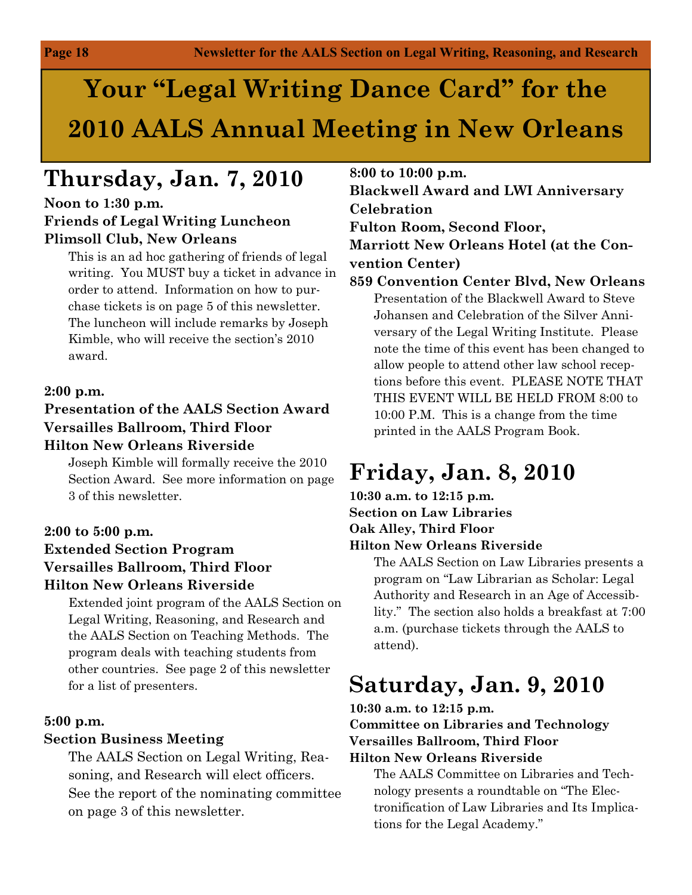# Your "Legal Writing Dance Card" for the 2010 AALS Annual Meeting in New Orleans

## Thursday, Jan. 7, 2010

**Noon to 1:30 p.m.**
**Friends of Legal Writing Luncheon**
**Plimsoll Club, New Orleans**

This is an ad hoc gathering of friends of legal writing. You MUST buy a ticket in advance in order to attend. Information on how to purchase tickets is on page 5 of this newsletter. The luncheon will include remarks by Joseph Kimble, who will receive the section's 2010 award.

**2:00 p.m.**
**Presentation of the AALS Section Award**
**Versailles Ballroom, Third Floor**
**Hilton New Orleans Riverside**

Joseph Kimble will formally receive the 2010 Section Award. See more information on page 3 of this newsletter.

**2:00 to 5:00 p.m.**
**Extended Section Program**
**Versailles Ballroom, Third Floor**
**Hilton New Orleans Riverside**

Extended joint program of the AALS Section on Legal Writing, Reasoning, and Research and the AALS Section on Teaching Methods. The program deals with teaching students from other countries. See page 2 of this newsletter for a list of presenters.

**5:00 p.m.**
**Section Business Meeting**

The AALS Section on Legal Writing, Reasoning, and Research will elect officers. See the report of the nominating committee on page 3 of this newsletter.

**8:00 to 10:00 p.m.**
**Blackwell Award and LWI Anniversary Celebration**
**Fulton Room, Second Floor,**
**Marriott New Orleans Hotel (at the Convention Center)**
**859 Convention Center Blvd, New Orleans**

Presentation of the Blackwell Award to Steve Johansen and Celebration of the Silver Anniversary of the Legal Writing Institute. Please note the time of this event has been changed to allow people to attend other law school receptions before this event. PLEASE NOTE THAT THIS EVENT WILL BE HELD FROM 8:00 to 10:00 P.M. This is a change from the time printed in the AALS Program Book.

## Friday, Jan. 8, 2010

**10:30 a.m. to 12:15 p.m.**
**Section on Law Libraries**
**Oak Alley, Third Floor**
**Hilton New Orleans Riverside**

The AALS Section on Law Libraries presents a program on "Law Librarian as Scholar: Legal Authority and Research in an Age of Accessibility." The section also holds a breakfast at 7:00 a.m. (purchase tickets through the AALS to attend).

## Saturday, Jan. 9, 2010

**10:30 a.m. to 12:15 p.m.**
**Committee on Libraries and Technology**
**Versailles Ballroom, Third Floor**
**Hilton New Orleans Riverside**

The AALS Committee on Libraries and Technology presents a roundtable on "The Electronification of Law Libraries and Its Implications for the Legal Academy."